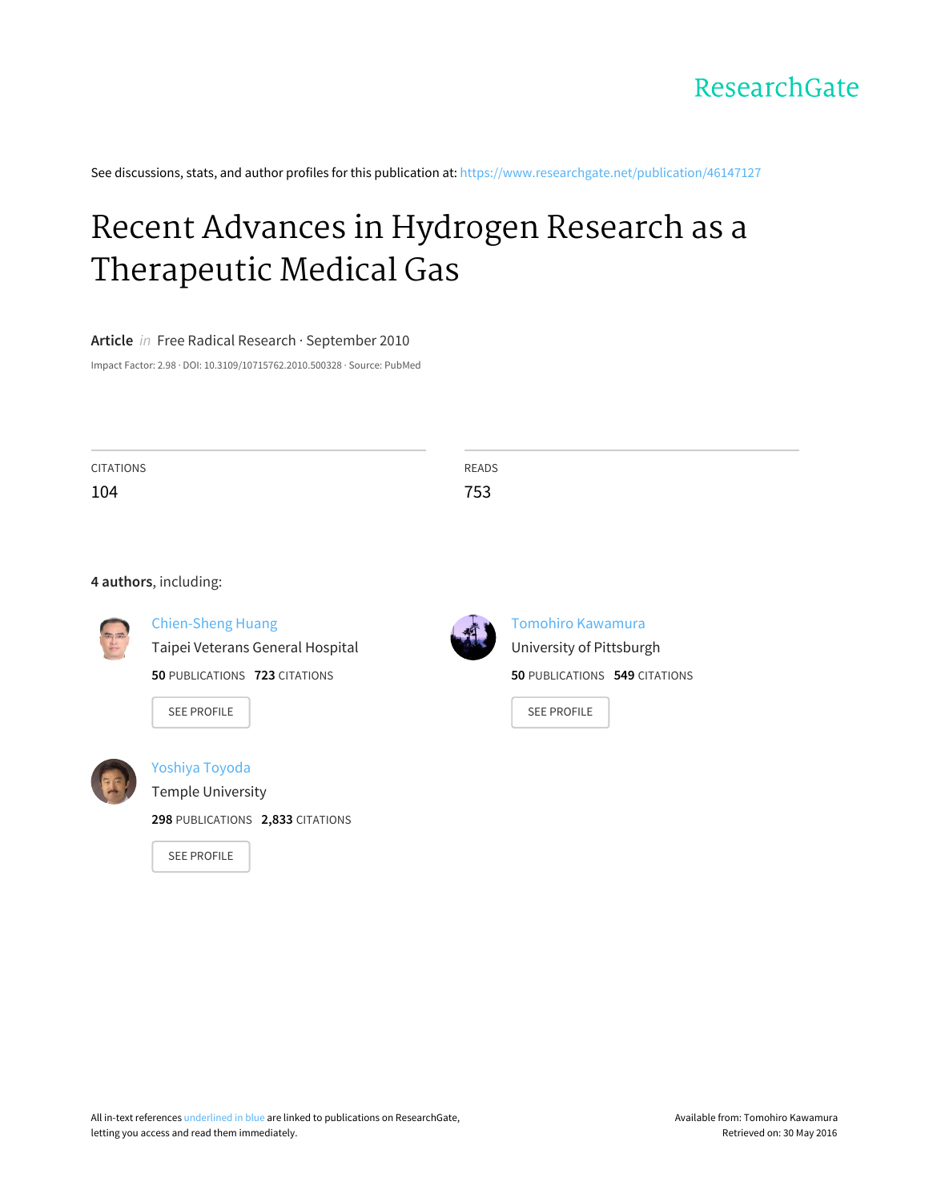ResearchGate

See discussions, stats, and author profiles for this publication at: https://www.researchgate.net/publication/46147127

# Recent Advances in Hydrogen Research as a Therapeutic Medical Gas

**Article** *in* Free Radical Research · September 2010

Impact Factor: 2.98 · DOI: 10.3109/10715762.2010.500328 · Source: PubMed

CITATIONS
104

READS
753

**4 authors**, including:

Chien-Sheng Huang
Taipei Veterans General Hospital
**50** PUBLICATIONS **723** CITATIONS

SEE PROFILE

Tomohiro Kawamura
University of Pittsburgh
**50** PUBLICATIONS **549** CITATIONS

SEE PROFILE

Yoshiya Toyoda
Temple University
**298** PUBLICATIONS **2,833** CITATIONS

SEE PROFILE

All in-text references underlined in blue are linked to publications on ResearchGate, letting you access and read them immediately.

Available from: Tomohiro Kawamura
Retrieved on: 30 May 2016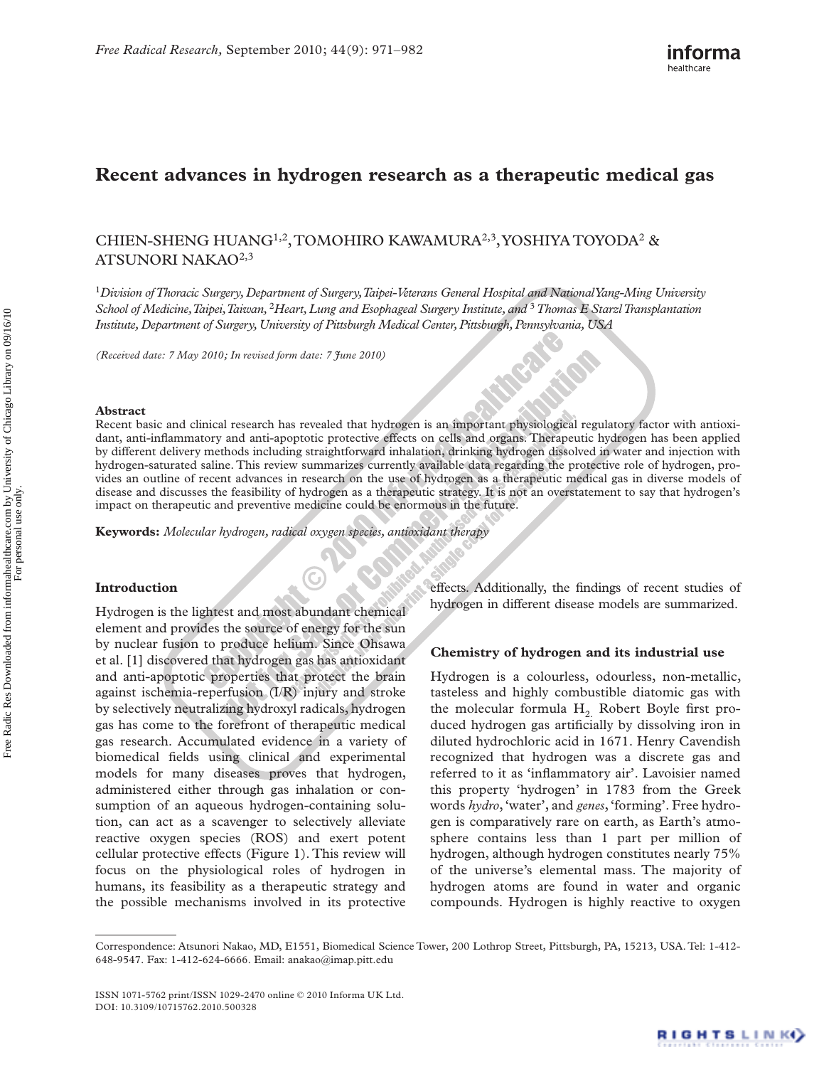# Recent advances in hydrogen research as a therapeutic medical gas

CHIEN-SHENG HUANG[1,2], TOMOHIRO KAWAMURA[2,3], YOSHIYA TOYODA[2] & ATSUNORI NAKAO[2,3]

[1]*Division of Thoracic Surgery, Department of Surgery, Taipei-Veterans General Hospital and National Yang-Ming University School of Medicine, Taipei, Taiwan,* [2]*Heart, Lung and Esophageal Surgery Institute, and* [3]*Thomas E Starzl Transplantation Institute, Department of Surgery, University of Pittsburgh Medical Center, Pittsburgh, Pennsylvania, USA*

*(Received date: 7 May 2010; In revised form date: 7 June 2010)*

### Abstract

Recent basic and clinical research has revealed that hydrogen is an important physiological regulatory factor with antioxidant, anti-inflammatory and anti-apoptotic protective effects on cells and organs. Therapeutic hydrogen has been applied by different delivery methods including straightforward inhalation, drinking hydrogen dissolved in water and injection with hydrogen-saturated saline. This review summarizes currently available data regarding the protective role of hydrogen, provides an outline of recent advances in research on the use of hydrogen as a therapeutic medical gas in diverse models of disease and discusses the feasibility of hydrogen as a therapeutic strategy. It is not an overstatement to say that hydrogen's impact on therapeutic and preventive medicine could be enormous in the future.

**Keywords:** *Molecular hydrogen, radical oxygen species, antioxidant therapy*

## Introduction

Hydrogen is the lightest and most abundant chemical element and provides the source of energy for the sun by nuclear fusion to produce helium. Since Ohsawa et al. [1] discovered that hydrogen gas has antioxidant and anti-apoptotic properties that protect the brain against ischemia-reperfusion (I/R) injury and stroke by selectively neutralizing hydroxyl radicals, hydrogen gas has come to the forefront of therapeutic medical gas research. Accumulated evidence in a variety of biomedical fields using clinical and experimental models for many diseases proves that hydrogen, administered either through gas inhalation or consumption of an aqueous hydrogen-containing solution, can act as a scavenger to selectively alleviate reactive oxygen species (ROS) and exert potent cellular protective effects (Figure 1). This review will focus on the physiological roles of hydrogen in humans, its feasibility as a therapeutic strategy and the possible mechanisms involved in its protective effects. Additionally, the findings of recent studies of hydrogen in different disease models are summarized.

## Chemistry of hydrogen and its industrial use

Hydrogen is a colourless, odourless, non-metallic, tasteless and highly combustible diatomic gas with the molecular formula $H_2$. Robert Boyle first produced hydrogen gas artificially by dissolving iron in diluted hydrochloric acid in 1671. Henry Cavendish recognized that hydrogen was a discrete gas and referred to it as 'inflammatory air'. Lavoisier named this property 'hydrogen' in 1783 from the Greek words *hydro*, 'water', and *genes*, 'forming'. Free hydrogen is comparatively rare on earth, as Earth's atmosphere contains less than 1 part per million of hydrogen, although hydrogen constitutes nearly 75% of the universe's elemental mass. The majority of hydrogen atoms are found in water and organic compounds. Hydrogen is highly reactive to oxygen

Correspondence: Atsunori Nakao, MD, E1551, Biomedical Science Tower, 200 Lothrop Street, Pittsburgh, PA, 15213, USA. Tel: 1-412-648-9547. Fax: 1-412-624-6666. Email: anakao@imap.pitt.edu

ISSN 1071-5762 print/ISSN 1029-2470 online © 2010 Informa UK Ltd.
DOI: 10.3109/10715762.2010.500328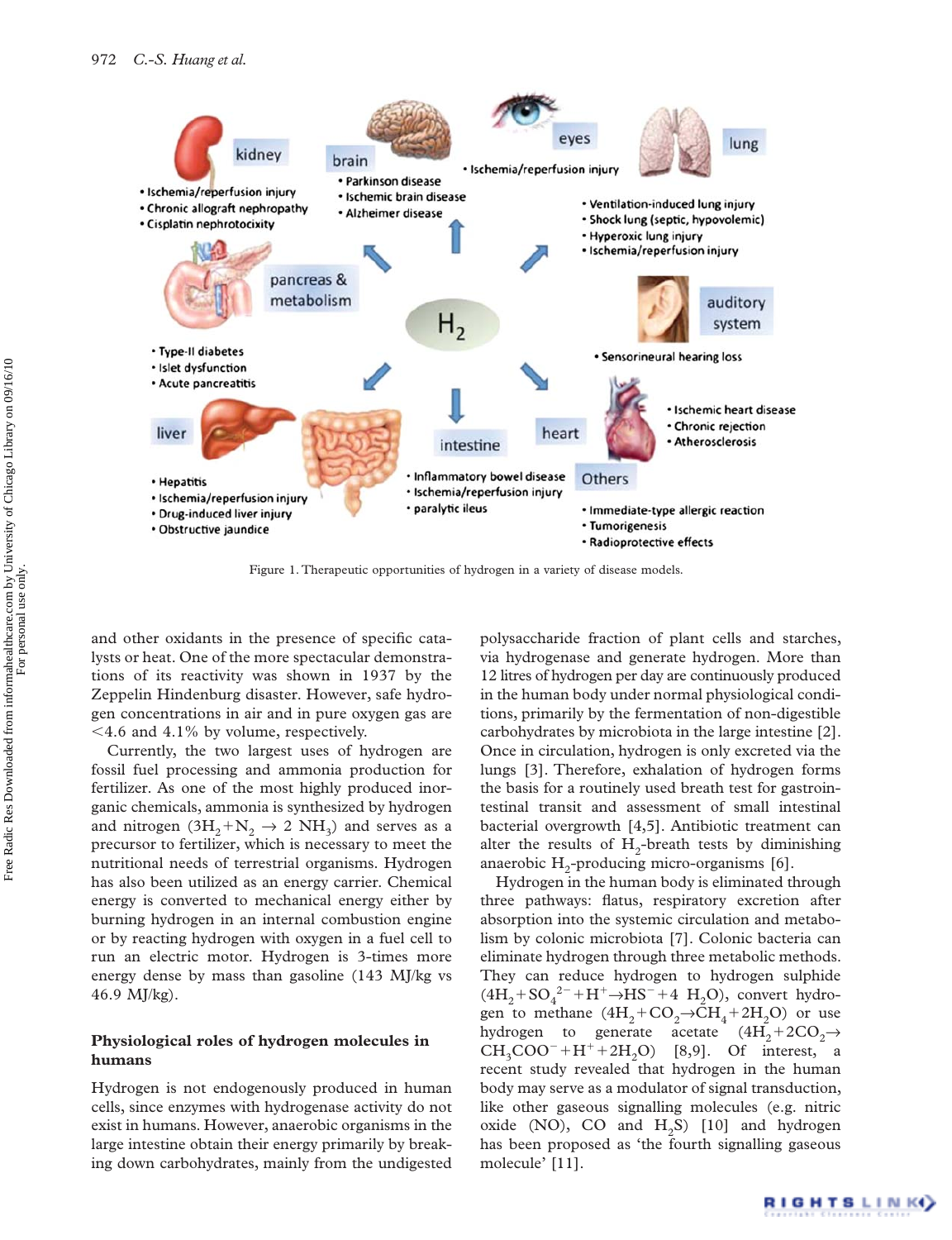Figure 1. Therapeutic opportunities of hydrogen in a variety of disease models.

and other oxidants in the presence of specific catalysts or heat. One of the more spectacular demonstrations of its reactivity was shown in 1937 by the Zeppelin Hindenburg disaster. However, safe hydrogen concentrations in air and in pure oxygen gas are <4.6 and 4.1% by volume, respectively.

Currently, the two largest uses of hydrogen are fossil fuel processing and ammonia production for fertilizer. As one of the most highly produced inorganic chemicals, ammonia is synthesized by hydrogen and nitrogen ($3H_2 + N_2 \rightarrow 2\ NH_3$) and serves as a precursor to fertilizer, which is necessary to meet the nutritional needs of terrestrial organisms. Hydrogen has also been utilized as an energy carrier. Chemical energy is converted to mechanical energy either by burning hydrogen in an internal combustion engine or by reacting hydrogen with oxygen in a fuel cell to run an electric motor. Hydrogen is 3-times more energy dense by mass than gasoline (143 MJ/kg vs 46.9 MJ/kg).

## Physiological roles of hydrogen molecules in humans

Hydrogen is not endogenously produced in human cells, since enzymes with hydrogenase activity do not exist in humans. However, anaerobic organisms in the large intestine obtain their energy primarily by breaking down carbohydrates, mainly from the undigested polysaccharide fraction of plant cells and starches, via hydrogenase and generate hydrogen. More than 12 litres of hydrogen per day are continuously produced in the human body under normal physiological conditions, primarily by the fermentation of non-digestible carbohydrates by microbiota in the large intestine [2]. Once in circulation, hydrogen is only excreted via the lungs [3]. Therefore, exhalation of hydrogen forms the basis for a routinely used breath test for gastrointestinal transit and assessment of small intestinal bacterial overgrowth [4,5]. Antibiotic treatment can alter the results of $H_2$-breath tests by diminishing anaerobic $H_2$-producing micro-organisms [6].

Hydrogen in the human body is eliminated through three pathways: flatus, respiratory excretion after absorption into the systemic circulation and metabolism by colonic microbiota [7]. Colonic bacteria can eliminate hydrogen through three metabolic methods. They can reduce hydrogen to hydrogen sulphide ($4H_2 + SO_4^{2-} + H^+ \rightarrow HS^- + 4\ H_2O$), convert hydrogen to methane ($4H_2 + CO_2 \rightarrow CH_4 + 2H_2O$) or use hydrogen to generate acetate ($4H_2 + 2CO_2 \rightarrow CH_3COO^- + H^+ + 2H_2O$) [8,9]. Of interest, a recent study revealed that hydrogen in the human body may serve as a modulator of signal transduction, like other gaseous signalling molecules (e.g. nitric oxide (NO), CO and $H_2S$) [10] and hydrogen has been proposed as 'the fourth signalling gaseous molecule' [11].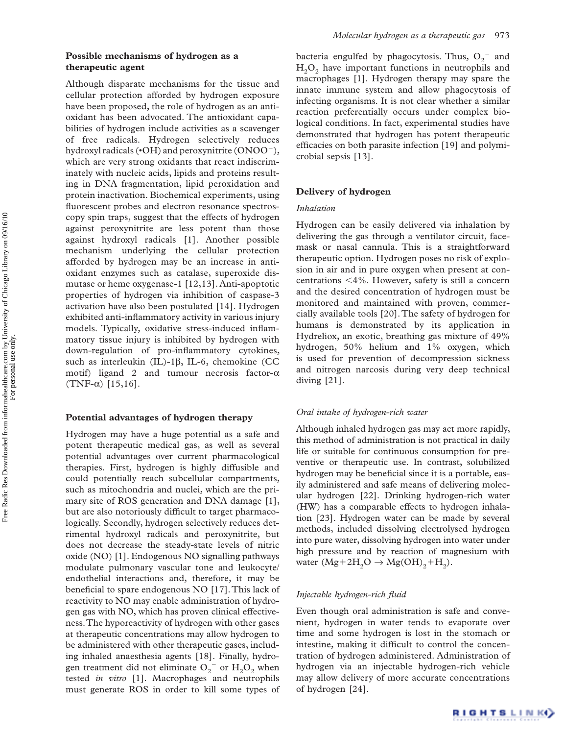## Possible mechanisms of hydrogen as a therapeutic agent

Although disparate mechanisms for the tissue and cellular protection afforded by hydrogen exposure have been proposed, the role of hydrogen as an antioxidant has been advocated. The antioxidant capabilities of hydrogen include activities as a scavenger of free radicals. Hydrogen selectively reduces hydroxyl radicals (•OH) and peroxynitrite ($ONOO^-$), which are very strong oxidants that react indiscriminately with nucleic acids, lipids and proteins resulting in DNA fragmentation, lipid peroxidation and protein inactivation. Biochemical experiments, using fluorescent probes and electron resonance spectroscopy spin traps, suggest that the effects of hydrogen against peroxynitrite are less potent than those against hydroxyl radicals [1]. Another possible mechanism underlying the cellular protection afforded by hydrogen may be an increase in antioxidant enzymes such as catalase, superoxide dismutase or heme oxygenase-1 [12,13]. Anti-apoptotic properties of hydrogen via inhibition of caspase-3 activation have also been postulated [14]. Hydrogen exhibited anti-inflammatory activity in various injury models. Typically, oxidative stress-induced inflammatory tissue injury is inhibited by hydrogen with down-regulation of pro-inflammatory cytokines, such as interleukin (IL)-1β, IL-6, chemokine (CC motif) ligand 2 and tumour necrosis factor-α (TNF-α) [15,16].

## Potential advantages of hydrogen therapy

Hydrogen may have a huge potential as a safe and potent therapeutic medical gas, as well as several potential advantages over current pharmacological therapies. First, hydrogen is highly diffusible and could potentially reach subcellular compartments, such as mitochondria and nuclei, which are the primary site of ROS generation and DNA damage [1], but are also notoriously difficult to target pharmacologically. Secondly, hydrogen selectively reduces detrimental hydroxyl radicals and peroxynitrite, but does not decrease the steady-state levels of nitric oxide (NO) [1]. Endogenous NO signalling pathways modulate pulmonary vascular tone and leukocyte/endothelial interactions and, therefore, it may be beneficial to spare endogenous NO [17]. This lack of reactivity to NO may enable administration of hydrogen gas with NO, which has proven clinical effectiveness. The hyporeactivity of hydrogen with other gases at therapeutic concentrations may allow hydrogen to be administered with other therapeutic gases, including inhaled anaesthesia agents [18]. Finally, hydrogen treatment did not eliminate $O_2^-$ or $H_2O_2$ when tested *in vitro* [1]. Macrophages and neutrophils must generate ROS in order to kill some types of bacteria engulfed by phagocytosis. Thus, $O_2^-$ and $H_2O_2$ have important functions in neutrophils and macrophages [1]. Hydrogen therapy may spare the innate immune system and allow phagocytosis of infecting organisms. It is not clear whether a similar reaction preferentially occurs under complex biological conditions. In fact, experimental studies have demonstrated that hydrogen has potent therapeutic efficacies on both parasite infection [19] and polymicrobial sepsis [13].

## Delivery of hydrogen

### *Inhalation*

Hydrogen can be easily delivered via inhalation by delivering the gas through a ventilator circuit, facemask or nasal cannula. This is a straightforward therapeutic option. Hydrogen poses no risk of explosion in air and in pure oxygen when present at concentrations <4%. However, safety is still a concern and the desired concentration of hydrogen must be monitored and maintained with proven, commercially available tools [20]. The safety of hydrogen for humans is demonstrated by its application in Hydreliox, an exotic, breathing gas mixture of 49% hydrogen, 50% helium and 1% oxygen, which is used for prevention of decompression sickness and nitrogen narcosis during very deep technical diving [21].

### *Oral intake of hydrogen-rich water*

Although inhaled hydrogen gas may act more rapidly, this method of administration is not practical in daily life or suitable for continuous consumption for preventive or therapeutic use. In contrast, solubilized hydrogen may be beneficial since it is a portable, easily administered and safe means of delivering molecular hydrogen [22]. Drinking hydrogen-rich water (HW) has a comparable effects to hydrogen inhalation [23]. Hydrogen water can be made by several methods, included dissolving electrolysed hydrogen into pure water, dissolving hydrogen into water under high pressure and by reaction of magnesium with water ($Mg + 2H_2O \rightarrow Mg(OH)_2 + H_2$).

### *Injectable hydrogen-rich fluid*

Even though oral administration is safe and convenient, hydrogen in water tends to evaporate over time and some hydrogen is lost in the stomach or intestine, making it difficult to control the concentration of hydrogen administered. Administration of hydrogen via an injectable hydrogen-rich vehicle may allow delivery of more accurate concentrations of hydrogen [24].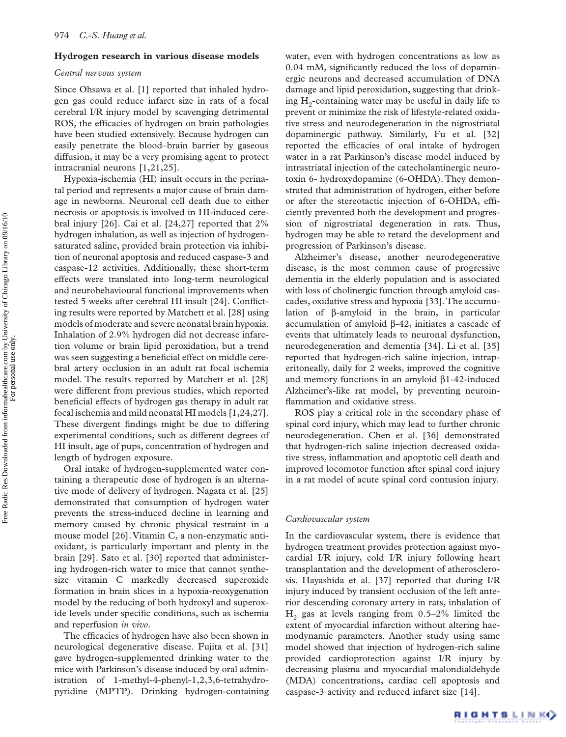## Hydrogen research in various disease models

### *Central nervous system*

Since Ohsawa et al. [1] reported that inhaled hydrogen gas could reduce infarct size in rats of a focal cerebral I/R injury model by scavenging detrimental ROS, the efficacies of hydrogen on brain pathologies have been studied extensively. Because hydrogen can easily penetrate the blood–brain barrier by gaseous diffusion, it may be a very promising agent to protect intracranial neurons [1,21,25].

Hypoxia-ischemia (HI) insult occurs in the perinatal period and represents a major cause of brain damage in newborns. Neuronal cell death due to either necrosis or apoptosis is involved in HI-induced cerebral injury [26]. Cai et al. [24,27] reported that 2% hydrogen inhalation, as well as injection of hydrogen-saturated saline, provided brain protection via inhibition of neuronal apoptosis and reduced caspase-3 and caspase-12 activities. Additionally, these short-term effects were translated into long-term neurological and neurobehavioural functional improvements when tested 5 weeks after cerebral HI insult [24]. Conflicting results were reported by Matchett et al. [28] using models of moderate and severe neonatal brain hypoxia. Inhalation of 2.9% hydrogen did not decrease infarction volume or brain lipid peroxidation, but a trend was seen suggesting a beneficial effect on middle cerebral artery occlusion in an adult rat focal ischemia model. The results reported by Matchett et al. [28] were different from previous studies, which reported beneficial effects of hydrogen gas therapy in adult rat focal ischemia and mild neonatal HI models [1,24,27]. These divergent findings might be due to differing experimental conditions, such as different degrees of HI insult, age of pups, concentration of hydrogen and length of hydrogen exposure.

Oral intake of hydrogen-supplemented water containing a therapeutic dose of hydrogen is an alternative mode of delivery of hydrogen. Nagata et al. [25] demonstrated that consumption of hydrogen water prevents the stress-induced decline in learning and memory caused by chronic physical restraint in a mouse model [26]. Vitamin C, a non-enzymatic antioxidant, is particularly important and plenty in the brain [29]. Sato et al. [30] reported that administering hydrogen-rich water to mice that cannot synthesize vitamin C markedly decreased superoxide formation in brain slices in a hypoxia-reoxygenation model by the reducing of both hydroxyl and superoxide levels under specific conditions, such as ischemia and reperfusion *in vivo*.

The efficacies of hydrogen have also been shown in neurological degenerative disease. Fujita et al. [31] gave hydrogen-supplemented drinking water to the mice with Parkinson's disease induced by oral administration of 1-methyl-4-phenyl-1,2,3,6-tetrahydropyridine (MPTP). Drinking hydrogen-containing water, even with hydrogen concentrations as low as 0.04 mM, significantly reduced the loss of dopaminergic neurons and decreased accumulation of DNA damage and lipid peroxidation, suggesting that drinking $H_2$-containing water may be useful in daily life to prevent or minimize the risk of lifestyle-related oxidative stress and neurodegeneration in the nigrostriatal dopaminergic pathway. Similarly, Fu et al. [32] reported the efficacies of oral intake of hydrogen water in a rat Parkinson's disease model induced by intrastriatal injection of the catecholaminergic neurotoxin 6- hydroxydopamine (6-OHDA). They demonstrated that administration of hydrogen, either before or after the stereotactic injection of 6-OHDA, efficiently prevented both the development and progression of nigrostriatal degeneration in rats. Thus, hydrogen may be able to retard the development and progression of Parkinson's disease.

Alzheimer's disease, another neurodegenerative disease, is the most common cause of progressive dementia in the elderly population and is associated with loss of cholinergic function through amyloid cascades, oxidative stress and hypoxia [33]. The accumulation of β-amyloid in the brain, in particular accumulation of amyloid β-42, initiates a cascade of events that ultimately leads to neuronal dysfunction, neurodegeneration and dementia [34]. Li et al. [35] reported that hydrogen-rich saline injection, intraperitoneally, daily for 2 weeks, improved the cognitive and memory functions in an amyloid β1-42-induced Alzheimer's-like rat model, by preventing neuroinflammation and oxidative stress.

ROS play a critical role in the secondary phase of spinal cord injury, which may lead to further chronic neurodegeneration. Chen et al. [36] demonstrated that hydrogen-rich saline injection decreased oxidative stress, inflammation and apoptotic cell death and improved locomotor function after spinal cord injury in a rat model of acute spinal cord contusion injury.

### *Cardiovascular system*

In the cardiovascular system, there is evidence that hydrogen treatment provides protection against myocardial I/R injury, cold I/R injury following heart transplantation and the development of atherosclerosis. Hayashida et al. [37] reported that during I/R injury induced by transient occlusion of the left anterior descending coronary artery in rats, inhalation of $H_2$ gas at levels ranging from 0.5–2% limited the extent of myocardial infarction without altering haemodynamic parameters. Another study using same model showed that injection of hydrogen-rich saline provided cardioprotection against I/R injury by decreasing plasma and myocardial malondialdehyde (MDA) concentrations, cardiac cell apoptosis and caspase-3 activity and reduced infarct size [14].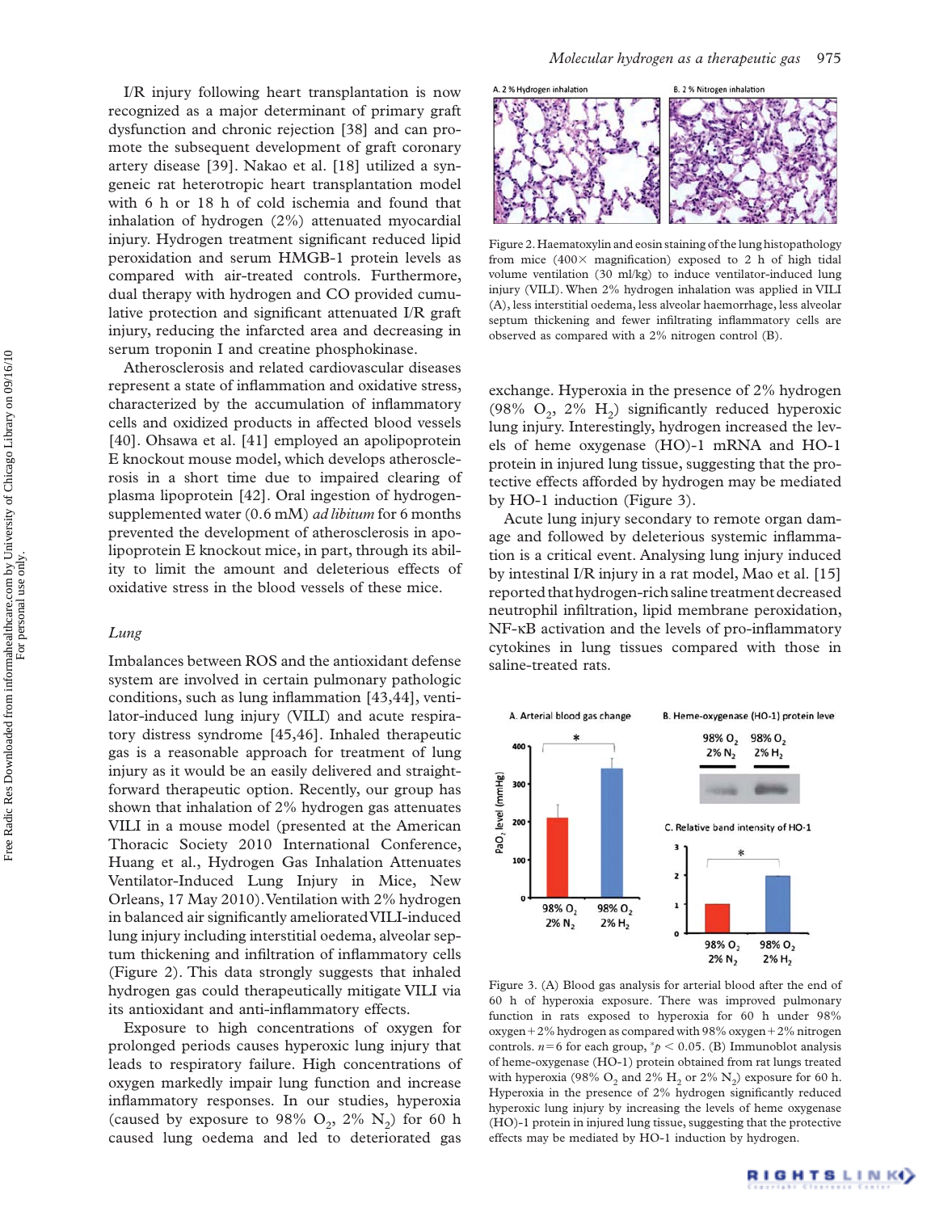I/R injury following heart transplantation is now recognized as a major determinant of primary graft dysfunction and chronic rejection [38] and can promote the subsequent development of graft coronary artery disease [39]. Nakao et al. [18] utilized a syngeneic rat heterotropic heart transplantation model with 6 h or 18 h of cold ischemia and found that inhalation of hydrogen (2%) attenuated myocardial injury. Hydrogen treatment significant reduced lipid peroxidation and serum HMGB-1 protein levels as compared with air-treated controls. Furthermore, dual therapy with hydrogen and CO provided cumulative protection and significant attenuated I/R graft injury, reducing the infarcted area and decreasing in serum troponin I and creatine phosphokinase.

Atherosclerosis and related cardiovascular diseases represent a state of inflammation and oxidative stress, characterized by the accumulation of inflammatory cells and oxidized products in affected blood vessels [40]. Ohsawa et al. [41] employed an apolipoprotein E knockout mouse model, which develops atherosclerosis in a short time due to impaired clearing of plasma lipoprotein [42]. Oral ingestion of hydrogen-supplemented water (0.6 mM) *ad libitum* for 6 months prevented the development of atherosclerosis in apolipoprotein E knockout mice, in part, through its ability to limit the amount and deleterious effects of oxidative stress in the blood vessels of these mice.

### *Lung*

Imbalances between ROS and the antioxidant defense system are involved in certain pulmonary pathologic conditions, such as lung inflammation [43,44], ventilator-induced lung injury (VILI) and acute respiratory distress syndrome [45,46]. Inhaled therapeutic gas is a reasonable approach for treatment of lung injury as it would be an easily delivered and straightforward therapeutic option. Recently, our group has shown that inhalation of 2% hydrogen gas attenuates VILI in a mouse model (presented at the American Thoracic Society 2010 International Conference, Huang et al., Hydrogen Gas Inhalation Attenuates Ventilator-Induced Lung Injury in Mice, New Orleans, 17 May 2010). Ventilation with 2% hydrogen in balanced air significantly ameliorated VILI-induced lung injury including interstitial oedema, alveolar septum thickening and infiltration of inflammatory cells (Figure 2). This data strongly suggests that inhaled hydrogen gas could therapeutically mitigate VILI via its antioxidant and anti-inflammatory effects.

Exposure to high concentrations of oxygen for prolonged periods causes hyperoxic lung injury that leads to respiratory failure. High concentrations of oxygen markedly impair lung function and increase inflammatory responses. In our studies, hyperoxia (caused by exposure to 98% $O_2$, 2% $N_2$) for 60 h caused lung oedema and led to deteriorated gas exchange. Hyperoxia in the presence of 2% hydrogen (98% $O_2$, 2% $H_2$) significantly reduced hyperoxic lung injury. Interestingly, hydrogen increased the levels of heme oxygenase (HO)-1 mRNA and HO-1 protein in injured lung tissue, suggesting that the protective effects afforded by hydrogen may be mediated by HO-1 induction (Figure 3).

Acute lung injury secondary to remote organ damage and followed by deleterious systemic inflammation is a critical event. Analysing lung injury induced by intestinal I/R injury in a rat model, Mao et al. [15] reported that hydrogen-rich saline treatment decreased neutrophil infiltration, lipid membrane peroxidation, NF-κB activation and the levels of pro-inflammatory cytokines in lung tissues compared with those in saline-treated rats.

Figure 2. Haematoxylin and eosin staining of the lung histopathology from mice (400× magnification) exposed to 2 h of high tidal volume ventilation (30 ml/kg) to induce ventilator-induced lung injury (VILI). When 2% hydrogen inhalation was applied in VILI (A), less interstitial oedema, less alveolar haemorrhage, less alveolar septum thickening and fewer infiltrating inflammatory cells are observed as compared with a 2% nitrogen control (B).

Figure 3. (A) Blood gas analysis for arterial blood after the end of 60 h of hyperoxia exposure. There was improved pulmonary function in rats exposed to hyperoxia for 60 h under 98% oxygen + 2% hydrogen as compared with 98% oxygen + 2% nitrogen controls. $n = 6$ for each group, $^*p < 0.05$. (B) Immunoblot analysis of heme-oxygenase (HO-1) protein obtained from rat lungs treated with hyperoxia (98% $O_2$ and 2% $H_2$ or 2% $N_2$) exposure for 60 h. Hyperoxia in the presence of 2% hydrogen significantly reduced hyperoxic lung injury by increasing the levels of heme oxygenase (HO)-1 protein in injured lung tissue, suggesting that the protective effects may be mediated by HO-1 induction by hydrogen.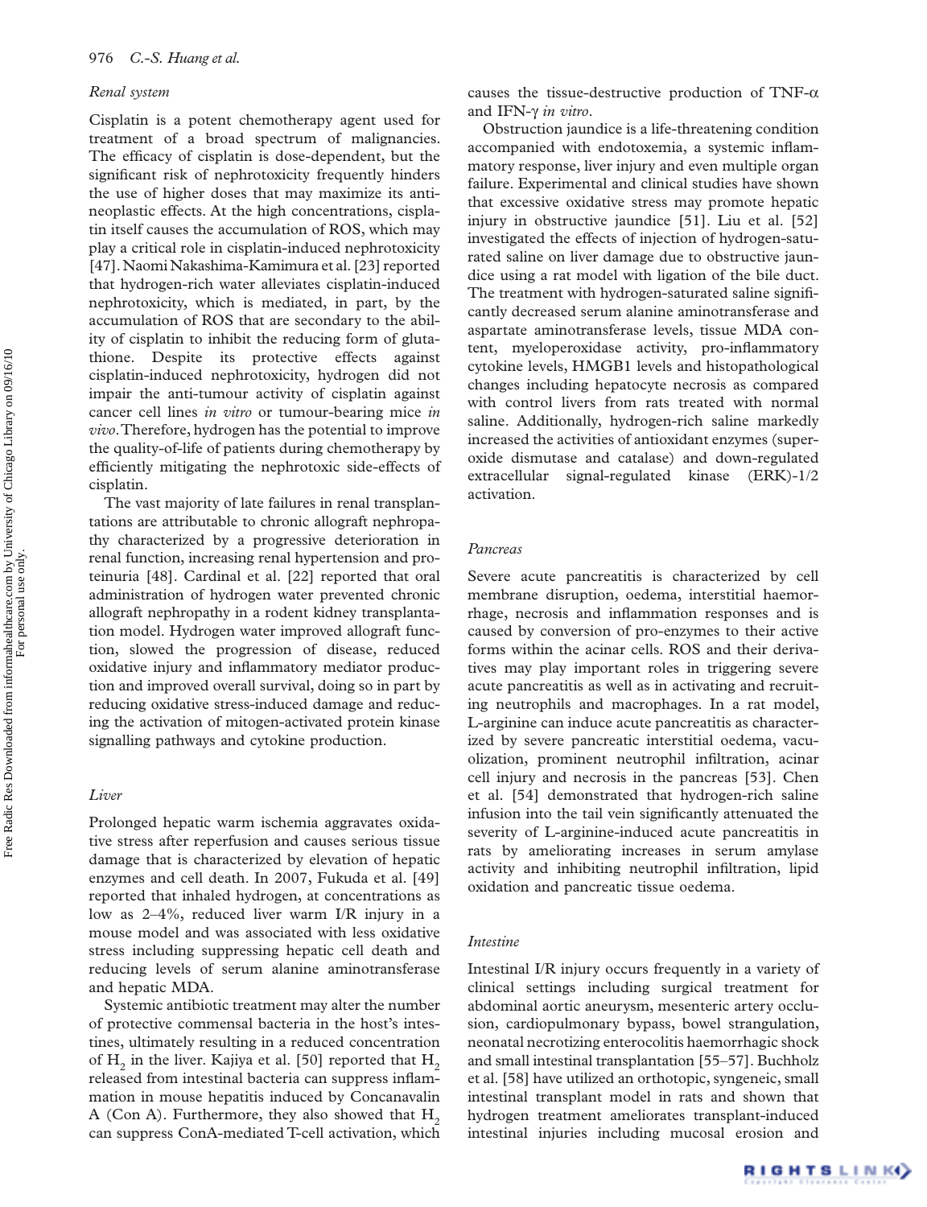### Renal system

Cisplatin is a potent chemotherapy agent used for treatment of a broad spectrum of malignancies. The efficacy of cisplatin is dose-dependent, but the significant risk of nephrotoxicity frequently hinders the use of higher doses that may maximize its anti-neoplastic effects. At the high concentrations, cisplatin itself causes the accumulation of ROS, which may play a critical role in cisplatin-induced nephrotoxicity [47]. Naomi Nakashima-Kamimura et al. [23] reported that hydrogen-rich water alleviates cisplatin-induced nephrotoxicity, which is mediated, in part, by the accumulation of ROS that are secondary to the ability of cisplatin to inhibit the reducing form of glutathione. Despite its protective effects against cisplatin-induced nephrotoxicity, hydrogen did not impair the anti-tumour activity of cisplatin against cancer cell lines *in vitro* or tumour-bearing mice *in vivo*. Therefore, hydrogen has the potential to improve the quality-of-life of patients during chemotherapy by efficiently mitigating the nephrotoxic side-effects of cisplatin.

The vast majority of late failures in renal transplantations are attributable to chronic allograft nephropathy characterized by a progressive deterioration in renal function, increasing renal hypertension and proteinuria [48]. Cardinal et al. [22] reported that oral administration of hydrogen water prevented chronic allograft nephropathy in a rodent kidney transplantation model. Hydrogen water improved allograft function, slowed the progression of disease, reduced oxidative injury and inflammatory mediator production and improved overall survival, doing so in part by reducing oxidative stress-induced damage and reducing the activation of mitogen-activated protein kinase signalling pathways and cytokine production.

### Liver

Prolonged hepatic warm ischemia aggravates oxidative stress after reperfusion and causes serious tissue damage that is characterized by elevation of hepatic enzymes and cell death. In 2007, Fukuda et al. [49] reported that inhaled hydrogen, at concentrations as low as 2–4%, reduced liver warm I/R injury in a mouse model and was associated with less oxidative stress including suppressing hepatic cell death and reducing levels of serum alanine aminotransferase and hepatic MDA.

Systemic antibiotic treatment may alter the number of protective commensal bacteria in the host's intestines, ultimately resulting in a reduced concentration of $H_2$ in the liver. Kajiya et al. [50] reported that $H_2$ released from intestinal bacteria can suppress inflammation in mouse hepatitis induced by Concanavalin A (Con A). Furthermore, they also showed that $H_2$ can suppress ConA-mediated T-cell activation, which causes the tissue-destructive production of TNF-α and IFN-γ *in vitro*.

Obstruction jaundice is a life-threatening condition accompanied with endotoxemia, a systemic inflammatory response, liver injury and even multiple organ failure. Experimental and clinical studies have shown that excessive oxidative stress may promote hepatic injury in obstructive jaundice [51]. Liu et al. [52] investigated the effects of injection of hydrogen-saturated saline on liver damage due to obstructive jaundice using a rat model with ligation of the bile duct. The treatment with hydrogen-saturated saline significantly decreased serum alanine aminotransferase and aspartate aminotransferase levels, tissue MDA content, myeloperoxidase activity, pro-inflammatory cytokine levels, HMGB1 levels and histopathological changes including hepatocyte necrosis as compared with control livers from rats treated with normal saline. Additionally, hydrogen-rich saline markedly increased the activities of antioxidant enzymes (superoxide dismutase and catalase) and down-regulated extracellular signal-regulated kinase (ERK)-1/2 activation.

### Pancreas

Severe acute pancreatitis is characterized by cell membrane disruption, oedema, interstitial haemorrhage, necrosis and inflammation responses and is caused by conversion of pro-enzymes to their active forms within the acinar cells. ROS and their derivatives may play important roles in triggering severe acute pancreatitis as well as in activating and recruiting neutrophils and macrophages. In a rat model, L-arginine can induce acute pancreatitis as characterized by severe pancreatic interstitial oedema, vacuolization, prominent neutrophil infiltration, acinar cell injury and necrosis in the pancreas [53]. Chen et al. [54] demonstrated that hydrogen-rich saline infusion into the tail vein significantly attenuated the severity of L-arginine-induced acute pancreatitis in rats by ameliorating increases in serum amylase activity and inhibiting neutrophil infiltration, lipid oxidation and pancreatic tissue oedema.

### Intestine

Intestinal I/R injury occurs frequently in a variety of clinical settings including surgical treatment for abdominal aortic aneurysm, mesenteric artery occlusion, cardiopulmonary bypass, bowel strangulation, neonatal necrotizing enterocolitis haemorrhagic shock and small intestinal transplantation [55–57]. Buchholz et al. [58] have utilized an orthotopic, syngeneic, small intestinal transplant model in rats and shown that hydrogen treatment ameliorates transplant-induced intestinal injuries including mucosal erosion and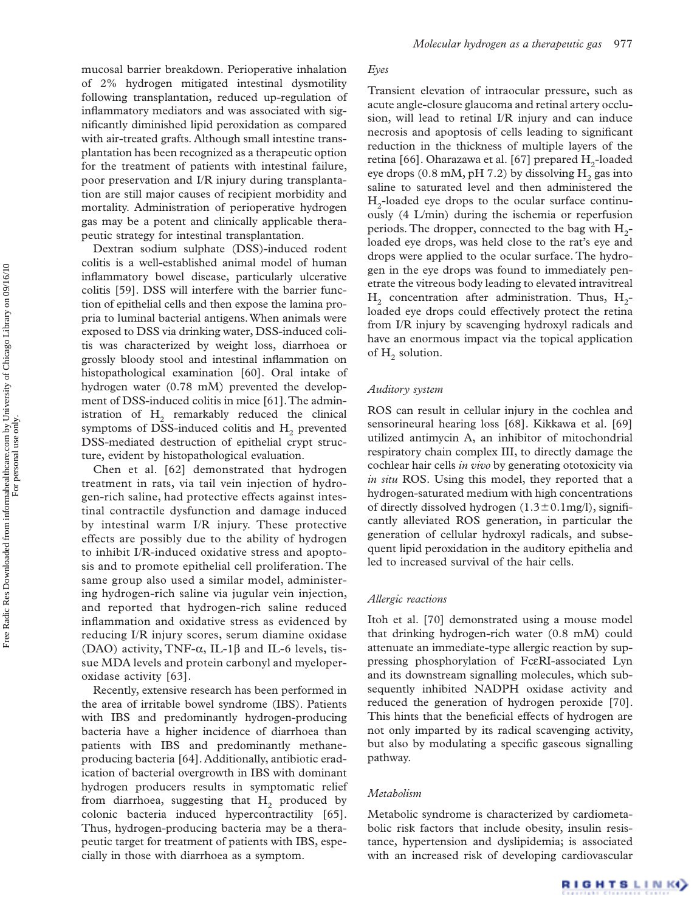mucosal barrier breakdown. Perioperative inhalation of 2% hydrogen mitigated intestinal dysmotility following transplantation, reduced up-regulation of inflammatory mediators and was associated with significantly diminished lipid peroxidation as compared with air-treated grafts. Although small intestine transplantation has been recognized as a therapeutic option for the treatment of patients with intestinal failure, poor preservation and I/R injury during transplantation are still major causes of recipient morbidity and mortality. Administration of perioperative hydrogen gas may be a potent and clinically applicable therapeutic strategy for intestinal transplantation.

Dextran sodium sulphate (DSS)-induced rodent colitis is a well-established animal model of human inflammatory bowel disease, particularly ulcerative colitis [59]. DSS will interfere with the barrier function of epithelial cells and then expose the lamina propria to luminal bacterial antigens. When animals were exposed to DSS via drinking water, DSS-induced colitis was characterized by weight loss, diarrhoea or grossly bloody stool and intestinal inflammation on histopathological examination [60]. Oral intake of hydrogen water (0.78 mM) prevented the development of DSS-induced colitis in mice [61]. The administration of $H_2$ remarkably reduced the clinical symptoms of DSS-induced colitis and $H_2$ prevented DSS-mediated destruction of epithelial crypt structure, evident by histopathological evaluation.

Chen et al. [62] demonstrated that hydrogen treatment in rats, via tail vein injection of hydrogen-rich saline, had protective effects against intestinal contractile dysfunction and damage induced by intestinal warm I/R injury. These protective effects are possibly due to the ability of hydrogen to inhibit I/R-induced oxidative stress and apoptosis and to promote epithelial cell proliferation. The same group also used a similar model, administering hydrogen-rich saline via jugular vein injection, and reported that hydrogen-rich saline reduced inflammation and oxidative stress as evidenced by reducing I/R injury scores, serum diamine oxidase (DAO) activity, TNF-$\alpha$, IL-1$\beta$ and IL-6 levels, tissue MDA levels and protein carbonyl and myeloperoxidase activity [63].

Recently, extensive research has been performed in the area of irritable bowel syndrome (IBS). Patients with IBS and predominantly hydrogen-producing bacteria have a higher incidence of diarrhoea than patients with IBS and predominantly methane-producing bacteria [64]. Additionally, antibiotic eradication of bacterial overgrowth in IBS with dominant hydrogen producers results in symptomatic relief from diarrhoea, suggesting that $H_2$ produced by colonic bacteria induced hypercontractility [65]. Thus, hydrogen-producing bacteria may be a therapeutic target for treatment of patients with IBS, especially in those with diarrhoea as a symptom.

### *Eyes*

Transient elevation of intraocular pressure, such as acute angle-closure glaucoma and retinal artery occlusion, will lead to retinal I/R injury and can induce necrosis and apoptosis of cells leading to significant reduction in the thickness of multiple layers of the retina [66]. Oharazawa et al. [67] prepared $H_2$-loaded eye drops (0.8 mM, pH 7.2) by dissolving $H_2$ gas into saline to saturated level and then administered the $H_2$-loaded eye drops to the ocular surface continuously (4 L/min) during the ischemia or reperfusion periods. The dropper, connected to the bag with $H_2$-loaded eye drops, was held close to the rat's eye and drops were applied to the ocular surface. The hydrogen in the eye drops was found to immediately penetrate the vitreous body leading to elevated intravitreal $H_2$ concentration after administration. Thus, $H_2$-loaded eye drops could effectively protect the retina from I/R injury by scavenging hydroxyl radicals and have an enormous impact via the topical application of $H_2$ solution.

### *Auditory system*

ROS can result in cellular injury in the cochlea and sensorineural hearing loss [68]. Kikkawa et al. [69] utilized antimycin A, an inhibitor of mitochondrial respiratory chain complex III, to directly damage the cochlear hair cells *in vivo* by generating ototoxicity via *in situ* ROS. Using this model, they reported that a hydrogen-saturated medium with high concentrations of directly dissolved hydrogen (1.3 ± 0.1mg/l), significantly alleviated ROS generation, in particular the generation of cellular hydroxyl radicals, and subsequent lipid peroxidation in the auditory epithelia and led to increased survival of the hair cells.

### *Allergic reactions*

Itoh et al. [70] demonstrated using a mouse model that drinking hydrogen-rich water (0.8 mM) could attenuate an immediate-type allergic reaction by suppressing phosphorylation of FcεRI-associated Lyn and its downstream signalling molecules, which subsequently inhibited NADPH oxidase activity and reduced the generation of hydrogen peroxide [70]. This hints that the beneficial effects of hydrogen are not only imparted by its radical scavenging activity, but also by modulating a specific gaseous signalling pathway.

### *Metabolism*

Metabolic syndrome is characterized by cardiometabolic risk factors that include obesity, insulin resistance, hypertension and dyslipidemia; is associated with an increased risk of developing cardiovascular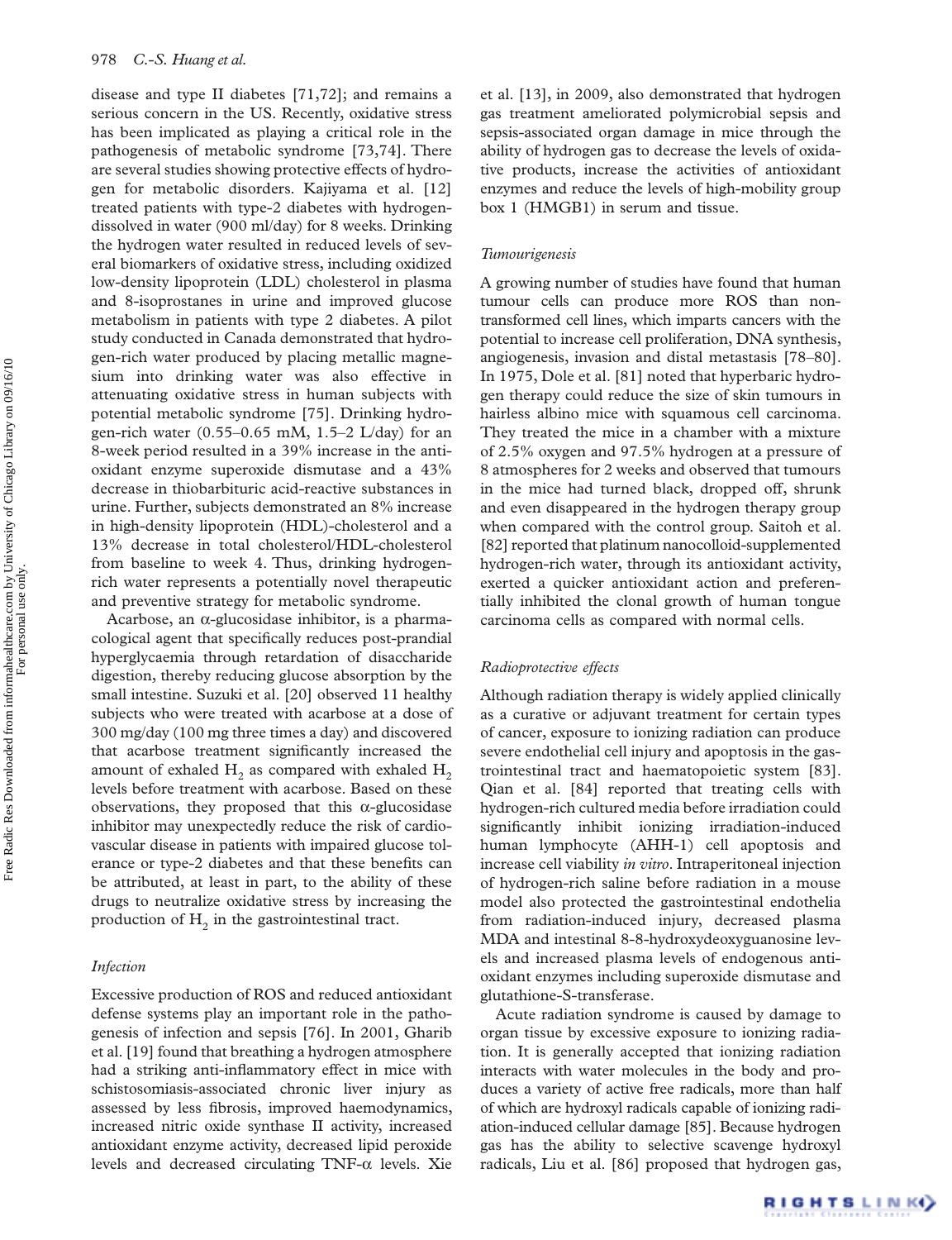disease and type II diabetes [71,72]; and remains a serious concern in the US. Recently, oxidative stress has been implicated as playing a critical role in the pathogenesis of metabolic syndrome [73,74]. There are several studies showing protective effects of hydrogen for metabolic disorders. Kajiyama et al. [12] treated patients with type-2 diabetes with hydrogen-dissolved in water (900 ml/day) for 8 weeks. Drinking the hydrogen water resulted in reduced levels of several biomarkers of oxidative stress, including oxidized low-density lipoprotein (LDL) cholesterol in plasma and 8-isoprostanes in urine and improved glucose metabolism in patients with type 2 diabetes. A pilot study conducted in Canada demonstrated that hydrogen-rich water produced by placing metallic magnesium into drinking water was also effective in attenuating oxidative stress in human subjects with potential metabolic syndrome [75]. Drinking hydrogen-rich water (0.55–0.65 mM, 1.5–2 L/day) for an 8-week period resulted in a 39% increase in the antioxidant enzyme superoxide dismutase and a 43% decrease in thiobarbituric acid-reactive substances in urine. Further, subjects demonstrated an 8% increase in high-density lipoprotein (HDL)-cholesterol and a 13% decrease in total cholesterol/HDL-cholesterol from baseline to week 4. Thus, drinking hydrogen-rich water represents a potentially novel therapeutic and preventive strategy for metabolic syndrome.

Acarbose, an α-glucosidase inhibitor, is a pharmacological agent that specifically reduces post-prandial hyperglycaemia through retardation of disaccharide digestion, thereby reducing glucose absorption by the small intestine. Suzuki et al. [20] observed 11 healthy subjects who were treated with acarbose at a dose of 300 mg/day (100 mg three times a day) and discovered that acarbose treatment significantly increased the amount of exhaled $H_2$ as compared with exhaled $H_2$ levels before treatment with acarbose. Based on these observations, they proposed that this α-glucosidase inhibitor may unexpectedly reduce the risk of cardiovascular disease in patients with impaired glucose tolerance or type-2 diabetes and that these benefits can be attributed, at least in part, to the ability of these drugs to neutralize oxidative stress by increasing the production of $H_2$ in the gastrointestinal tract.

### *Infection*

Excessive production of ROS and reduced antioxidant defense systems play an important role in the pathogenesis of infection and sepsis [76]. In 2001, Gharib et al. [19] found that breathing a hydrogen atmosphere had a striking anti-inflammatory effect in mice with schistosomiasis-associated chronic liver injury as assessed by less fibrosis, improved haemodynamics, increased nitric oxide synthase II activity, increased antioxidant enzyme activity, decreased lipid peroxide levels and decreased circulating TNF-α levels. Xie et al. [13], in 2009, also demonstrated that hydrogen gas treatment ameliorated polymicrobial sepsis and sepsis-associated organ damage in mice through the ability of hydrogen gas to decrease the levels of oxidative products, increase the activities of antioxidant enzymes and reduce the levels of high-mobility group box 1 (HMGB1) in serum and tissue.

### *Tumourigenesis*

A growing number of studies have found that human tumour cells can produce more ROS than non-transformed cell lines, which imparts cancers with the potential to increase cell proliferation, DNA synthesis, angiogenesis, invasion and distal metastasis [78–80]. In 1975, Dole et al. [81] noted that hyperbaric hydrogen therapy could reduce the size of skin tumours in hairless albino mice with squamous cell carcinoma. They treated the mice in a chamber with a mixture of 2.5% oxygen and 97.5% hydrogen at a pressure of 8 atmospheres for 2 weeks and observed that tumours in the mice had turned black, dropped off, shrunk and even disappeared in the hydrogen therapy group when compared with the control group. Saitoh et al. [82] reported that platinum nanocolloid-supplemented hydrogen-rich water, through its antioxidant activity, exerted a quicker antioxidant action and preferentially inhibited the clonal growth of human tongue carcinoma cells as compared with normal cells.

### *Radioprotective effects*

Although radiation therapy is widely applied clinically as a curative or adjuvant treatment for certain types of cancer, exposure to ionizing radiation can produce severe endothelial cell injury and apoptosis in the gastrointestinal tract and haematopoietic system [83]. Qian et al. [84] reported that treating cells with hydrogen-rich cultured media before irradiation could significantly inhibit ionizing irradiation-induced human lymphocyte (AHH-1) cell apoptosis and increase cell viability *in vitro*. Intraperitoneal injection of hydrogen-rich saline before radiation in a mouse model also protected the gastrointestinal endothelia from radiation-induced injury, decreased plasma MDA and intestinal 8-8-hydroxydeoxyguanosine levels and increased plasma levels of endogenous antioxidant enzymes including superoxide dismutase and glutathione-S-transferase.

Acute radiation syndrome is caused by damage to organ tissue by excessive exposure to ionizing radiation. It is generally accepted that ionizing radiation interacts with water molecules in the body and produces a variety of active free radicals, more than half of which are hydroxyl radicals capable of ionizing radiation-induced cellular damage [85]. Because hydrogen gas has the ability to selective scavenge hydroxyl radicals, Liu et al. [86] proposed that hydrogen gas,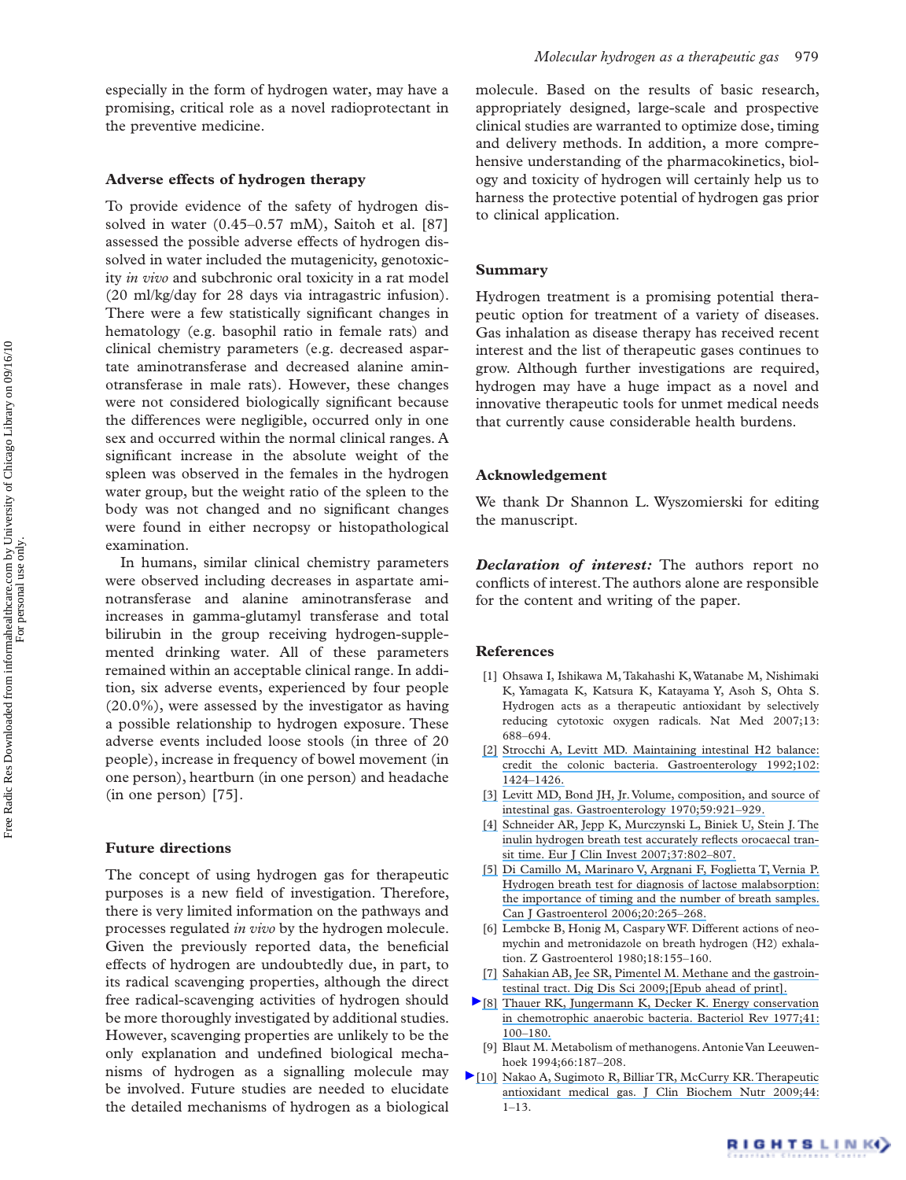especially in the form of hydrogen water, may have a promising, critical role as a novel radioprotectant in the preventive medicine.

## Adverse effects of hydrogen therapy

To provide evidence of the safety of hydrogen dissolved in water (0.45–0.57 mM), Saitoh et al. [87] assessed the possible adverse effects of hydrogen dissolved in water included the mutagenicity, genotoxicity *in vivo* and subchronic oral toxicity in a rat model (20 ml/kg/day for 28 days via intragastric infusion). There were a few statistically significant changes in hematology (e.g. basophil ratio in female rats) and clinical chemistry parameters (e.g. decreased aspartate aminotransferase and decreased alanine aminotransferase in male rats). However, these changes were not considered biologically significant because the differences were negligible, occurred only in one sex and occurred within the normal clinical ranges. A significant increase in the absolute weight of the spleen was observed in the females in the hydrogen water group, but the weight ratio of the spleen to the body was not changed and no significant changes were found in either necropsy or histopathological examination.

In humans, similar clinical chemistry parameters were observed including decreases in aspartate aminotransferase and alanine aminotransferase and increases in gamma-glutamyl transferase and total bilirubin in the group receiving hydrogen-supplemented drinking water. All of these parameters remained within an acceptable clinical range. In addition, six adverse events, experienced by four people (20.0%), were assessed by the investigator as having a possible relationship to hydrogen exposure. These adverse events included loose stools (in three of 20 people), increase in frequency of bowel movement (in one person), heartburn (in one person) and headache (in one person) [75].

## Future directions

The concept of using hydrogen gas for therapeutic purposes is a new field of investigation. Therefore, there is very limited information on the pathways and processes regulated *in vivo* by the hydrogen molecule. Given the previously reported data, the beneficial effects of hydrogen are undoubtedly due, in part, to its radical scavenging properties, although the direct free radical-scavenging activities of hydrogen should be more thoroughly investigated by additional studies. However, scavenging properties are unlikely to be the only explanation and undefined biological mechanisms of hydrogen as a signalling molecule may be involved. Future studies are needed to elucidate the detailed mechanisms of hydrogen as a biological molecule. Based on the results of basic research, appropriately designed, large-scale and prospective clinical studies are warranted to optimize dose, timing and delivery methods. In addition, a more comprehensive understanding of the pharmacokinetics, biology and toxicity of hydrogen will certainly help us to harness the protective potential of hydrogen gas prior to clinical application.

## Summary

Hydrogen treatment is a promising potential therapeutic option for treatment of a variety of diseases. Gas inhalation as disease therapy has received recent interest and the list of therapeutic gases continues to grow. Although further investigations are required, hydrogen may have a huge impact as a novel and innovative therapeutic tools for unmet medical needs that currently cause considerable health burdens.

## Acknowledgement

We thank Dr Shannon L. Wyszomierski for editing the manuscript.

***Declaration of interest:*** The authors report no conflicts of interest. The authors alone are responsible for the content and writing of the paper.

## References

[1] Ohsawa I, Ishikawa M, Takahashi K, Watanabe M, Nishimaki K, Yamagata K, Katsura K, Katayama Y, Asoh S, Ohta S. Hydrogen acts as a therapeutic antioxidant by selectively reducing cytotoxic oxygen radicals. Nat Med 2007;13: 688–694.

[2] Strocchi A, Levitt MD. Maintaining intestinal H2 balance: credit the colonic bacteria. Gastroenterology 1992;102: 1424–1426.

[3] Levitt MD, Bond JH, Jr. Volume, composition, and source of intestinal gas. Gastroenterology 1970;59:921–929.

[4] Schneider AR, Jepp K, Murczynski L, Biniek U, Stein J. The inulin hydrogen breath test accurately reflects orocaecal transit time. Eur J Clin Invest 2007;37:802–807.

[5] Di Camillo M, Marinaro V, Argnani F, Foglietta T, Vernia P. Hydrogen breath test for diagnosis of lactose malabsorption: the importance of timing and the number of breath samples. Can J Gastroenterol 2006;20:265–268.

[6] Lembcke B, Honig M, Caspary WF. Different actions of neomychin and metronidazole on breath hydrogen (H2) exhalation. Z Gastroenterol 1980;18:155–160.

[7] Sahakian AB, Jee SR, Pimentel M. Methane and the gastrointestinal tract. Dig Dis Sci 2009;[Epub ahead of print].

[8] Thauer RK, Jungermann K, Decker K. Energy conservation in chemotrophic anaerobic bacteria. Bacteriol Rev 1977;41: 100–180.

[9] Blaut M. Metabolism of methanogens. Antonie Van Leeuwenhoek 1994;66:187–208.

[10] Nakao A, Sugimoto R, Billiar TR, McCurry KR. Therapeutic antioxidant medical gas. J Clin Biochem Nutr 2009;44: 1–13.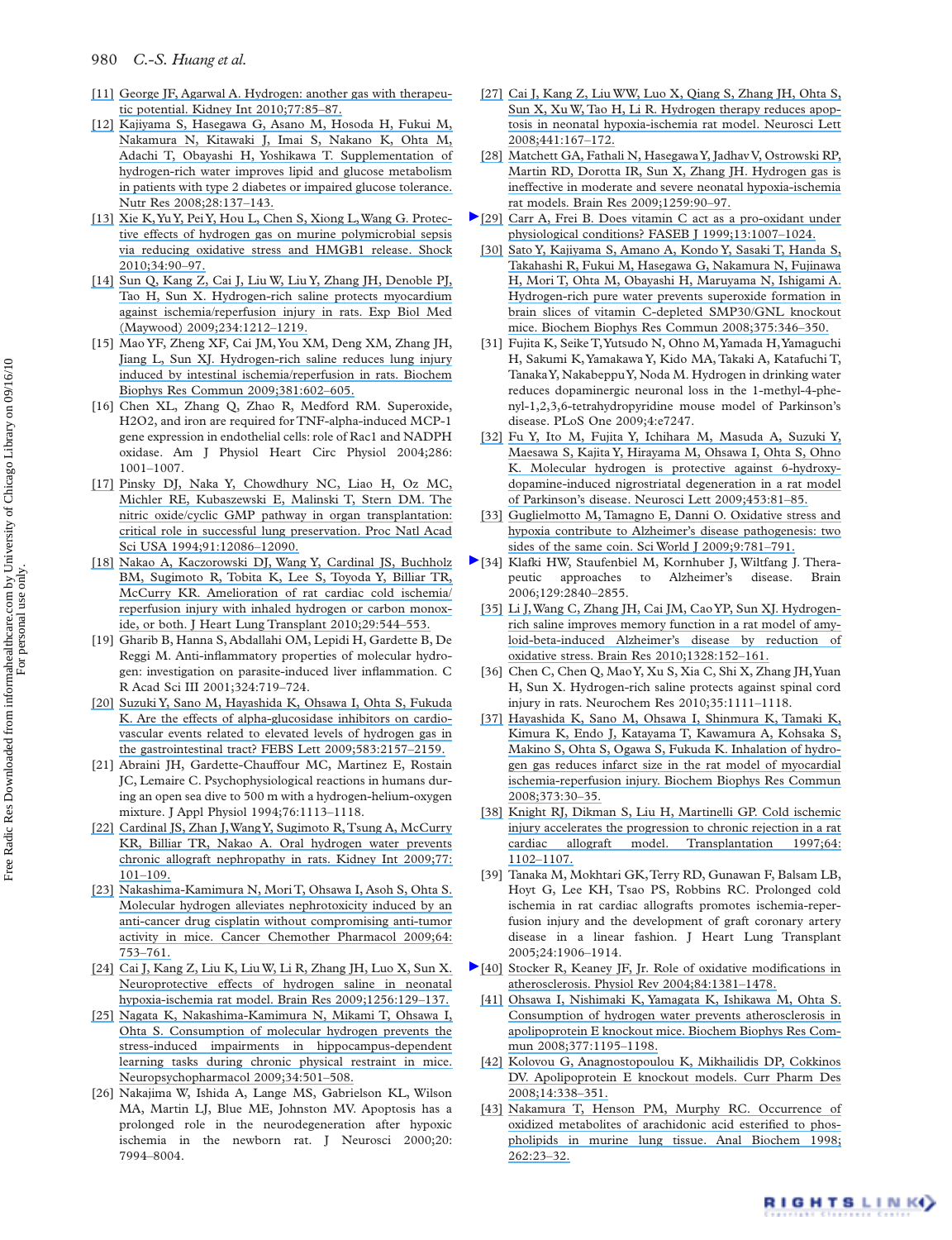[11] George JF, Agarwal A. Hydrogen: another gas with therapeutic potential. Kidney Int 2010;77:85–87.

[12] Kajiyama S, Hasegawa G, Asano M, Hosoda H, Fukui M, Nakamura N, Kitawaki J, Imai S, Nakano K, Ohta M, Adachi T, Obayashi H, Yoshikawa T. Supplementation of hydrogen-rich water improves lipid and glucose metabolism in patients with type 2 diabetes or impaired glucose tolerance. Nutr Res 2008;28:137–143.

[13] Xie K, Yu Y, Pei Y, Hou L, Chen S, Xiong L, Wang G. Protective effects of hydrogen gas on murine polymicrobial sepsis via reducing oxidative stress and HMGB1 release. Shock 2010;34:90–97.

[14] Sun Q, Kang Z, Cai J, Liu W, Liu Y, Zhang JH, Denoble PJ, Tao H, Sun X. Hydrogen-rich saline protects myocardium against ischemia/reperfusion injury in rats. Exp Biol Med (Maywood) 2009;234:1212–1219.

[15] Mao YF, Zheng XF, Cai JM, You XM, Deng XM, Zhang JH, Jiang L, Sun XJ. Hydrogen-rich saline reduces lung injury induced by intestinal ischemia/reperfusion in rats. Biochem Biophys Res Commun 2009;381:602–605.

[16] Chen XL, Zhang Q, Zhao R, Medford RM. Superoxide, H2O2, and iron are required for TNF-alpha-induced MCP-1 gene expression in endothelial cells: role of Rac1 and NADPH oxidase. Am J Physiol Heart Circ Physiol 2004;286: 1001–1007.

[17] Pinsky DJ, Naka Y, Chowdhury NC, Liao H, Oz MC, Michler RE, Kubaszewski E, Malinski T, Stern DM. The nitric oxide/cyclic GMP pathway in organ transplantation: critical role in successful lung preservation. Proc Natl Acad Sci USA 1994;91:12086–12090.

[18] Nakao A, Kaczorowski DJ, Wang Y, Cardinal JS, Buchholz BM, Sugimoto R, Tobita K, Lee S, Toyoda Y, Billiar TR, McCurry KR. Amelioration of rat cardiac cold ischemia/reperfusion injury with inhaled hydrogen or carbon monoxide, or both. J Heart Lung Transplant 2010;29:544–553.

[19] Gharib B, Hanna S, Abdallahi OM, Lepidi H, Gardette B, De Reggi M. Anti-inflammatory properties of molecular hydrogen: investigation on parasite-induced liver inflammation. C R Acad Sci III 2001;324:719–724.

[20] Suzuki Y, Sano M, Hayashida K, Ohsawa I, Ohta S, Fukuda K. Are the effects of alpha-glucosidase inhibitors on cardiovascular events related to elevated levels of hydrogen gas in the gastrointestinal tract? FEBS Lett 2009;583:2157–2159.

[21] Abraini JH, Gardette-Chauffour MC, Martinez E, Rostain JC, Lemaire C. Psychophysiological reactions in humans during an open sea dive to 500 m with a hydrogen-helium-oxygen mixture. J Appl Physiol 1994;76:1113–1118.

[22] Cardinal JS, Zhan J, Wang Y, Sugimoto R, Tsung A, McCurry KR, Billiar TR, Nakao A. Oral hydrogen water prevents chronic allograft nephropathy in rats. Kidney Int 2009;77: 101–109.

[23] Nakashima-Kamimura N, Mori T, Ohsawa I, Asoh S, Ohta S. Molecular hydrogen alleviates nephrotoxicity induced by an anti-cancer drug cisplatin without compromising anti-tumor activity in mice. Cancer Chemother Pharmacol 2009;64: 753–761.

[24] Cai J, Kang Z, Liu K, Liu W, Li R, Zhang JH, Luo X, Sun X. Neuroprotective effects of hydrogen saline in neonatal hypoxia-ischemia rat model. Brain Res 2009;1256:129–137.

[25] Nagata K, Nakashima-Kamimura N, Mikami T, Ohsawa I, Ohta S. Consumption of molecular hydrogen prevents the stress-induced impairments in hippocampus-dependent learning tasks during chronic physical restraint in mice. Neuropsychopharmacol 2009;34:501–508.

[26] Nakajima W, Ishida A, Lange MS, Gabrielson KL, Wilson MA, Martin LJ, Blue ME, Johnston MV. Apoptosis has a prolonged role in the neurodegeneration after hypoxic ischemia in the newborn rat. J Neurosci 2000;20: 7994–8004.

[27] Cai J, Kang Z, Liu WW, Luo X, Qiang S, Zhang JH, Ohta S, Sun X, Xu W, Tao H, Li R. Hydrogen therapy reduces apoptosis in neonatal hypoxia-ischemia rat model. Neurosci Lett 2008;441:167–172.

[28] Matchett GA, Fathali N, Hasegawa Y, Jadhav V, Ostrowski RP, Martin RD, Dorotta IR, Sun X, Zhang JH. Hydrogen gas is ineffective in moderate and severe neonatal hypoxia-ischemia rat models. Brain Res 2009;1259:90–97.

[29] Carr A, Frei B. Does vitamin C act as a pro-oxidant under physiological conditions? FASEB J 1999;13:1007–1024.

[30] Sato Y, Kajiyama S, Amano A, Kondo Y, Sasaki T, Handa S, Takahashi R, Fukui M, Hasegawa G, Nakamura N, Fujinawa H, Mori T, Ohta M, Obayashi H, Maruyama N, Ishigami A. Hydrogen-rich pure water prevents superoxide formation in brain slices of vitamin C-depleted SMP30/GNL knockout mice. Biochem Biophys Res Commun 2008;375:346–350.

[31] Fujita K, Seike T, Yutsudo N, Ohno M, Yamada H, Yamaguchi H, Sakumi K, Yamakawa Y, Kido MA, Takaki A, Katafuchi T, Tanaka Y, Nakabeppu Y, Noda M. Hydrogen in drinking water reduces dopaminergic neuronal loss in the 1-methyl-4-phenyl-1,2,3,6-tetrahydropyridine mouse model of Parkinson's disease. PLoS One 2009;4:e7247.

[32] Fu Y, Ito M, Fujita Y, Ichihara M, Masuda A, Suzuki Y, Maesawa S, Kajita Y, Hirayama M, Ohsawa I, Ohta S, Ohno K. Molecular hydrogen is protective against 6-hydroxydopamine-induced nigrostriatal degeneration in a rat model of Parkinson's disease. Neurosci Lett 2009;453:81–85.

[33] Guglielmotto M, Tamagno E, Danni O. Oxidative stress and hypoxia contribute to Alzheimer's disease pathogenesis: two sides of the same coin. Sci World J 2009;9:781–791.

[34] Klafki HW, Staufenbiel M, Kornhuber J, Wiltfang J. Therapeutic approaches to Alzheimer's disease. Brain 2006;129:2840–2855.

[35] Li J, Wang C, Zhang JH, Cai JM, Cao YP, Sun XJ. Hydrogen-rich saline improves memory function in a rat model of amyloid-beta-induced Alzheimer's disease by reduction of oxidative stress. Brain Res 2010;1328:152–161.

[36] Chen C, Chen Q, Mao Y, Xu S, Xia C, Shi X, Zhang JH, Yuan H, Sun X. Hydrogen-rich saline protects against spinal cord injury in rats. Neurochem Res 2010;35:1111–1118.

[37] Hayashida K, Sano M, Ohsawa I, Shinmura K, Tamaki K, Kimura K, Endo J, Katayama T, Kawamura A, Kohsaka S, Makino S, Ohta S, Ogawa S, Fukuda K. Inhalation of hydrogen gas reduces infarct size in the rat model of myocardial ischemia-reperfusion injury. Biochem Biophys Res Commun 2008;373:30–35.

[38] Knight RJ, Dikman S, Liu H, Martinelli GP. Cold ischemic injury accelerates the progression to chronic rejection in a rat cardiac allograft model. Transplantation 1997;64: 1102–1107.

[39] Tanaka M, Mokhtari GK, Terry RD, Gunawan F, Balsam LB, Hoyt G, Lee KH, Tsao PS, Robbins RC. Prolonged cold ischemia in rat cardiac allografts promotes ischemia-reperfusion injury and the development of graft coronary artery disease in a linear fashion. J Heart Lung Transplant 2005;24:1906–1914.

[40] Stocker R, Keaney JF, Jr. Role of oxidative modifications in atherosclerosis. Physiol Rev 2004;84:1381–1478.

[41] Ohsawa I, Nishimaki K, Yamagata K, Ishikawa M, Ohta S. Consumption of hydrogen water prevents atherosclerosis in apolipoprotein E knockout mice. Biochem Biophys Res Commun 2008;377:1195–1198.

[42] Kolovou G, Anagnostopoulou K, Mikhailidis DP, Cokkinos DV. Apolipoprotein E knockout models. Curr Pharm Des 2008;14:338–351.

[43] Nakamura T, Henson PM, Murphy RC. Occurrence of oxidized metabolites of arachidonic acid esterified to phospholipids in murine lung tissue. Anal Biochem 1998; 262:23–32.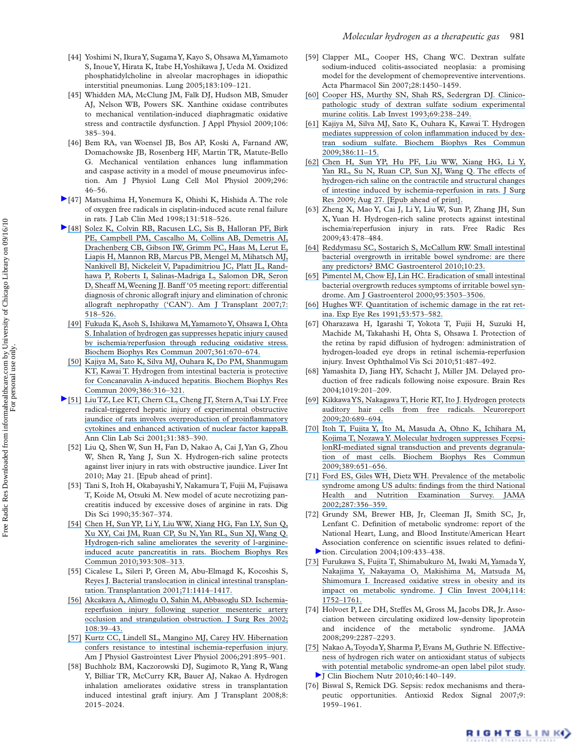[44] Yoshimi N, Ikura Y, Sugama Y, Kayo S, Ohsawa M, Yamamoto S, Inoue Y, Hirata K, Itabe H, Yoshikawa J, Ueda M. Oxidized phosphatidylcholine in alveolar macrophages in idiopathic interstitial pneumonias. Lung 2005;183:109–121.

[45] Whidden MA, McClung JM, Falk DJ, Hudson MB, Smuder AJ, Nelson WB, Powers SK. Xanthine oxidase contributes to mechanical ventilation-induced diaphragmatic oxidative stress and contractile dysfunction. J Appl Physiol 2009;106: 385–394.

[46] Bem RA, van Woensel JB, Bos AP, Koski A, Farnand AW, Domachowske JB, Rosenberg HF, Martin TR, Matute-Bello G. Mechanical ventilation enhances lung inflammation and caspase activity in a model of mouse pneumovirus infection. Am J Physiol Lung Cell Mol Physiol 2009;296: 46–56.

[47] Matsushima H, Yonemura K, Ohishi K, Hishida A. The role of oxygen free radicals in cisplatin-induced acute renal failure in rats. J Lab Clin Med 1998;131:518–526.

[48] Solez K, Colvin RB, Racusen LC, Sis B, Halloran PF, Birk PE, Campbell PM, Cascalho M, Collins AB, Demetris AJ, Drachenberg CB, Gibson IW, Grimm PC, Haas M, Lerut E, Liapis H, Mannon RB, Marcus PB, Mengel M, Mihatsch MJ, Nankivell BJ, Nickeleit V, Papadimitriou JC, Platt JL, Randhawa P, Roberts I, Salinas-Madriga L, Salomon DR, Seron D, Sheaff M, Weening JJ. Banff '05 meeting report: differential diagnosis of chronic allograft injury and elimination of chronic allograft nephropathy ('CAN'). Am J Transplant 2007;7: 518–526.

[49] Fukuda K, Asoh S, Ishikawa M, Yamamoto Y, Ohsawa I, Ohta S. Inhalation of hydrogen gas suppresses hepatic injury caused by ischemia/reperfusion through reducing oxidative stress. Biochem Biophys Res Commun 2007;361:670–674.

[50] Kajiya M, Sato K, Silva MJ, Ouhara K, Do PM, Shanmugam KT, Kawai T. Hydrogen from intestinal bacteria is protective for Concanavalin A-induced hepatitis. Biochem Biophys Res Commun 2009;386:316–321.

[51] Liu TZ, Lee KT, Chern CL, Cheng JT, Stern A, Tsai LY. Free radical-triggered hepatic injury of experimental obstructive jaundice of rats involves overproduction of proinflammatory cytokines and enhanced activation of nuclear factor kappaB. Ann Clin Lab Sci 2001;31:383–390.

[52] Liu Q, Shen W, Sun H, Fan D, Nakao A, Cai J, Yan G, Zhou W, Shen R, Yang J, Sun X. Hydrogen-rich saline protects against liver injury in rats with obstructive jaundice. Liver Int 2010; May 21. [Epub ahead of print].

[53] Tani S, Itoh H, Okabayashi Y, Nakamura T, Fujii M, Fujisawa T, Koide M, Otsuki M. New model of acute necrotizing pancreatitis induced by excessive doses of arginine in rats. Dig Dis Sci 1990;35:367–374.

[54] Chen H, Sun YP, Li Y, Liu WW, Xiang HG, Fan LY, Sun Q, Xu XY, Cai JM, Ruan CP, Su N, Yan RL, Sun XJ, Wang Q. Hydrogen-rich saline ameliorates the severity of l-arginine-induced acute pancreatitis in rats. Biochem Biophys Res Commun 2010;393:308–313.

[55] Cicalese L, Sileri P, Green M, Abu-Elmagd K, Kocoshis S, Reyes J. Bacterial translocation in clinical intestinal transplantation. Transplantation 2001;71:1414–1417.

[56] Akcakaya A, Alimoglu O, Sahin M, Abbasoglu SD. Ischemia-reperfusion injury following superior mesenteric artery occlusion and strangulation obstruction. J Surg Res 2002; 108:39–43.

[57] Kurtz CC, Lindell SL, Mangino MJ, Carey HV. Hibernation confers resistance to intestinal ischemia-reperfusion injury. Am J Physiol Gastrointest Liver Physiol 2006;291:895–901.

[58] Buchholz BM, Kaczorowski DJ, Sugimoto R, Yang R, Wang Y, Billiar TR, McCurry KR, Bauer AJ, Nakao A. Hydrogen inhalation ameliorates oxidative stress in transplantation induced intestinal graft injury. Am J Transplant 2008;8: 2015–2024.

[59] Clapper ML, Cooper HS, Chang WC. Dextran sulfate sodium-induced colitis-associated neoplasia: a promising model for the development of chemopreventive interventions. Acta Pharmacol Sin 2007;28:1450–1459.

[60] Cooper HS, Murthy SN, Shah RS, Sedergran DJ. Clinicopathologic study of dextran sulfate sodium experimental murine colitis. Lab Invest 1993;69:238–249.

[61] Kajiya M, Silva MJ, Sato K, Ouhara K, Kawai T. Hydrogen mediates suppression of colon inflammation induced by dextran sodium sulfate. Biochem Biophys Res Commun 2009;386:11–15.

[62] Chen H, Sun YP, Hu PF, Liu WW, Xiang HG, Li Y, Yan RL, Su N, Ruan CP, Sun XJ, Wang Q. The effects of hydrogen-rich saline on the contractile and structural changes of intestine induced by ischemia-reperfusion in rats. J Surg Res 2009; Aug 27. [Epub ahead of print].

[63] Zheng X, Mao Y, Cai J, Li Y, Liu W, Sun P, Zhang JH, Sun X, Yuan H. Hydrogen-rich saline protects against intestinal ischemia/reperfusion injury in rats. Free Radic Res 2009;43:478–484.

[64] Reddymasu SC, Sostarich S, McCallum RW. Small intestinal bacterial overgrowth in irritable bowel syndrome: are there any predictors? BMC Gastroenterol 2010;10:23.

[65] Pimentel M, Chow EJ, Lin HC. Eradication of small intestinal bacterial overgrowth reduces symptoms of irritable bowel syndrome. Am J Gastroenterol 2000;95:3503–3506.

[66] Hughes WF. Quantitation of ischemic damage in the rat retina. Exp Eye Res 1991;53:573–582.

[67] Oharazawa H, Igarashi T, Yokota T, Fujii H, Suzuki H, Machide M, Takahashi H, Ohta S, Ohsawa I. Protection of the retina by rapid diffusion of hydrogen: administration of hydrogen-loaded eye drops in retinal ischemia-reperfusion injury. Invest Ophthalmol Vis Sci 2010;51:487–492.

[68] Yamashita D, Jiang HY, Schacht J, Miller JM. Delayed production of free radicals following noise exposure. Brain Res 2004;1019:201–209.

[69] Kikkawa YS, Nakagawa T, Horie RT, Ito J. Hydrogen protects auditory hair cells from free radicals. Neuroreport 2009;20:689–694.

[70] Itoh T, Fujita Y, Ito M, Masuda A, Ohno K, Ichihara M, Kojima T, Nozawa Y. Molecular hydrogen suppresses FcepsilonRI-mediated signal transduction and prevents degranulation of mast cells. Biochem Biophys Res Commun 2009;389:651–656.

[71] Ford ES, Giles WH, Dietz WH. Prevalence of the metabolic syndrome among US adults: findings from the third National Health and Nutrition Examination Survey. JAMA 2002;287:356–359.

[72] Grundy SM, Brewer HB, Jr, Cleeman JI, Smith SC, Jr, Lenfant C. Definition of metabolic syndrome: report of the National Heart, Lung, and Blood Institute/American Heart Association conference on scientific issues related to definition. Circulation 2004;109:433–438.

[73] Furukawa S, Fujita T, Shimabukuro M, Iwaki M, Yamada Y, Nakajima Y, Nakayama O, Makishima M, Matsuda M, Shimomura I. Increased oxidative stress in obesity and its impact on metabolic syndrome. J Clin Invest 2004;114: 1752–1761.

[74] Holvoet P, Lee DH, Steffes M, Gross M, Jacobs DR, Jr. Association between circulating oxidized low-density lipoprotein and incidence of the metabolic syndrome. JAMA 2008;299:2287–2293.

[75] Nakao A, Toyoda Y, Sharma P, Evans M, Guthrie N. Effectiveness of hydrogen rich water on antioxidant status of subjects with potential metabolic syndrome-an open label pilot study. J Clin Biochem Nutr 2010;46:140–149.

[76] Biswal S, Remick DG. Sepsis: redox mechanisms and therapeutic opportunities. Antioxid Redox Signal 2007;9: 1959–1961.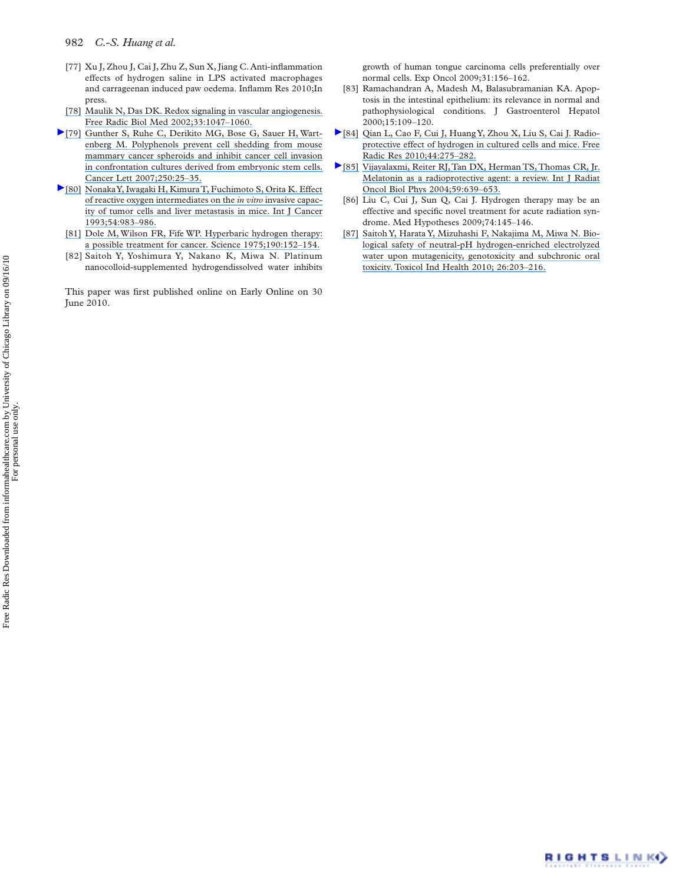[77] Xu J, Zhou J, Cai J, Zhu Z, Sun X, Jiang C. Anti-inflammation effects of hydrogen saline in LPS activated macrophages and carrageenan induced paw oedema. Inflamm Res 2010;In press.

[78] Maulik N, Das DK. Redox signaling in vascular angiogenesis. Free Radic Biol Med 2002;33:1047–1060.

[79] Gunther S, Ruhe C, Derikito MG, Bose G, Sauer H, Wartenberg M. Polyphenols prevent cell shedding from mouse mammary cancer spheroids and inhibit cancer cell invasion in confrontation cultures derived from embryonic stem cells. Cancer Lett 2007;250:25–35.

[80] Nonaka Y, Iwagaki H, Kimura T, Fuchimoto S, Orita K. Effect of reactive oxygen intermediates on the *in vitro* invasive capacity of tumor cells and liver metastasis in mice. Int J Cancer 1993;54:983–986.

[81] Dole M, Wilson FR, Fife WP. Hyperbaric hydrogen therapy: a possible treatment for cancer. Science 1975;190:152–154.

[82] Saitoh Y, Yoshimura Y, Nakano K, Miwa N. Platinum nanocolloid-supplemented hydrogendissolved water inhibits growth of human tongue carcinoma cells preferentially over normal cells. Exp Oncol 2009;31:156–162.

[83] Ramachandran A, Madesh M, Balasubramanian KA. Apoptosis in the intestinal epithelium: its relevance in normal and pathophysiological conditions. J Gastroenterol Hepatol 2000;15:109–120.

[84] Qian L, Cao F, Cui J, Huang Y, Zhou X, Liu S, Cai J. Radioprotective effect of hydrogen in cultured cells and mice. Free Radic Res 2010;44:275–282.

[85] Vijayalaxmi, Reiter RJ, Tan DX, Herman TS, Thomas CR, Jr. Melatonin as a radioprotective agent: a review. Int J Radiat Oncol Biol Phys 2004;59:639–653.

[86] Liu C, Cui J, Sun Q, Cai J. Hydrogen therapy may be an effective and specific novel treatment for acute radiation syndrome. Med Hypotheses 2009;74:145–146.

[87] Saitoh Y, Harata Y, Mizuhashi F, Nakajima M, Miwa N. Biological safety of neutral-pH hydrogen-enriched electrolyzed water upon mutagenicity, genotoxicity and subchronic oral toxicity. Toxicol Ind Health 2010; 26:203–216.

This paper was first published online on Early Online on 30 June 2010.